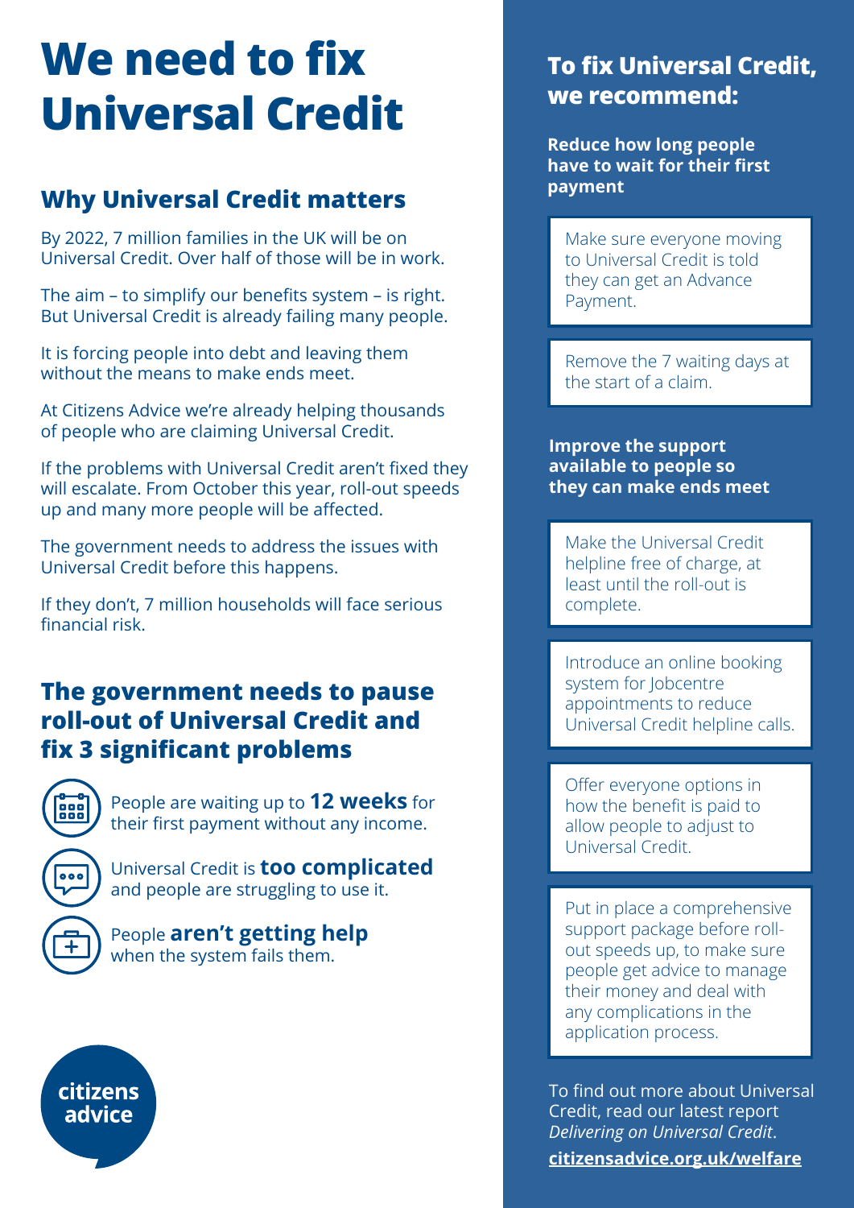# We need to fix Universal Credit

## Why Universal Credit matters

By 2022, 7 million families in the UK will be on Universal Credit. Over half of those will be in work.

The aim – to simplify our benefits system – is right. But Universal Credit is already failing many people.

It is forcing people into debt and leaving them without the means to make ends meet.

At Citizens Advice we're already helping thousands of people who are claiming Universal Credit.

If the problems with Universal Credit aren't fixed they will escalate. From October this year, roll-out speeds up and many more people will be affected.

The government needs to address the issues with Universal Credit before this happens.

If they don't, 7 million households will face serious financial risk.

## The government needs to pause roll-out of Universal Credit and fix 3 significant problems

- People are waiting up to **12 weeks** for their first payment without any income.
- Universal Credit is **too complicated** and people are struggling to use it.
- People **aren't getting help** when the system fails them.

citizens advice

## To fix Universal Credit, we recommend:

**Reduce how long people have to wait for their first payment**

- Make sure everyone moving to Universal Credit is told they can get an Advance Payment.
- Remove the 7 waiting days at the start of a claim.

**Improve the support available to people so they can make ends meet**

- Make the Universal Credit helpline free of charge, at least until the roll-out is complete.
- Introduce an online booking system for Jobcentre appointments to reduce Universal Credit helpline calls.
- Offer everyone options in how the benefit is paid to allow people to adjust to Universal Credit.
- Put in place a comprehensive support package before roll-out speeds up, to make sure people get advice to manage their money and deal with any complications in the application process.

To find out more about Universal Credit, read our latest report *Delivering on Universal Credit*.

**citizensadvice.org.uk/welfare**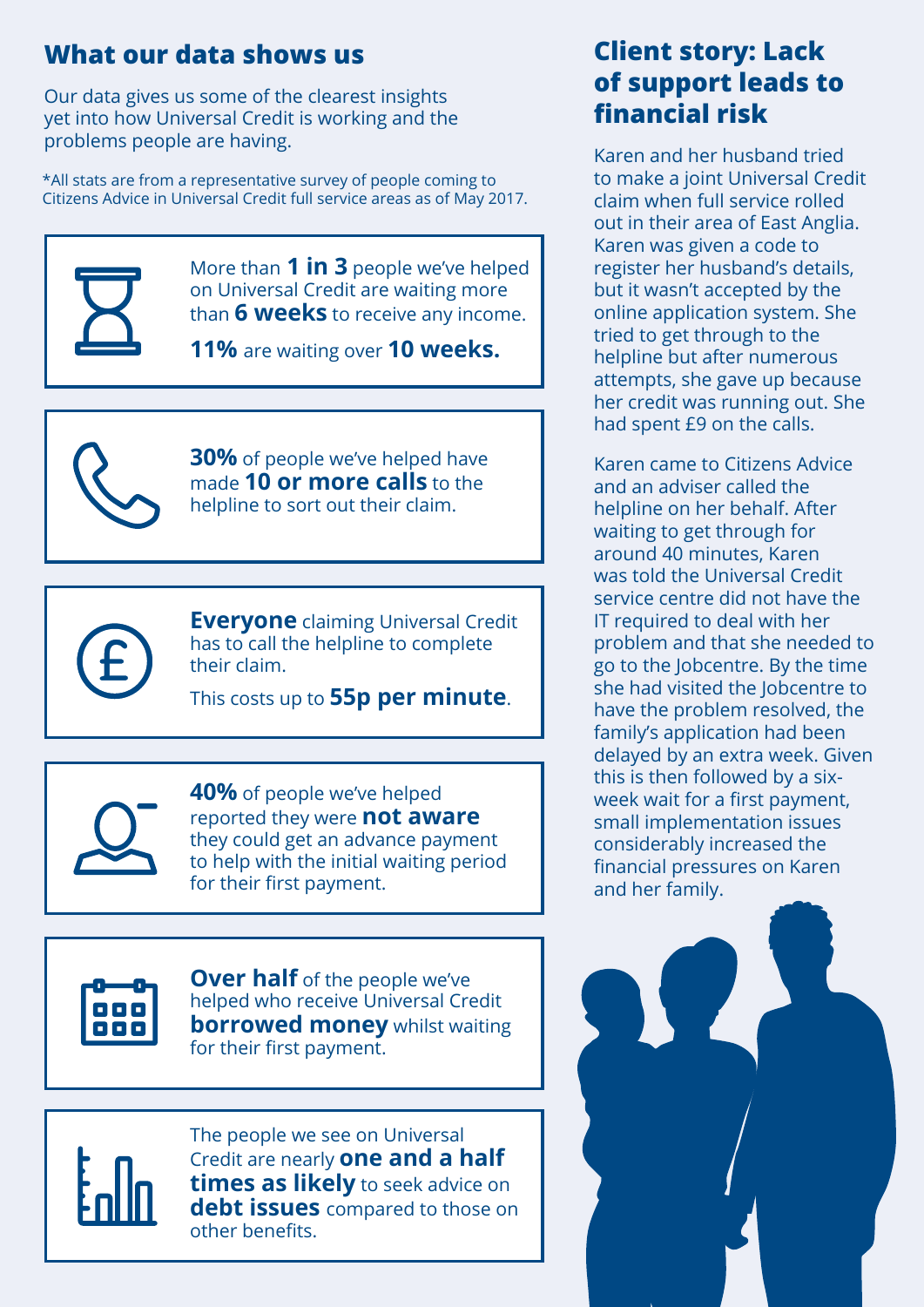## What our data shows us

Our data gives us some of the clearest insights yet into how Universal Credit is working and the problems people are having.

*All stats are from a representative survey of people coming to Citizens Advice in Universal Credit full service areas as of May 2017.

More than **1 in 3** people we've helped on Universal Credit are waiting more than **6 weeks** to receive any income.

**11%** are waiting over **10 weeks.**

**30%** of people we've helped have made **10 or more calls** to the helpline to sort out their claim.

**Everyone** claiming Universal Credit has to call the helpline to complete their claim.

This costs up to **55p per minute**.

**40%** of people we've helped reported they were **not aware** they could get an advance payment to help with the initial waiting period for their first payment.

**Over half** of the people we've helped who receive Universal Credit **borrowed money** whilst waiting for their first payment.

The people we see on Universal Credit are nearly **one and a half times as likely** to seek advice on **debt issues** compared to those on other benefits.

## Client story: Lack of support leads to financial risk

Karen and her husband tried to make a joint Universal Credit claim when full service rolled out in their area of East Anglia. Karen was given a code to register her husband's details, but it wasn't accepted by the online application system. She tried to get through to the helpline but after numerous attempts, she gave up because her credit was running out. She had spent £9 on the calls.

Karen came to Citizens Advice and an adviser called the helpline on her behalf. After waiting to get through for around 40 minutes, Karen was told the Universal Credit service centre did not have the IT required to deal with her problem and that she needed to go to the Jobcentre. By the time she had visited the Jobcentre to have the problem resolved, the family's application had been delayed by an extra week. Given this is then followed by a six-week wait for a first payment, small implementation issues considerably increased the financial pressures on Karen and her family.